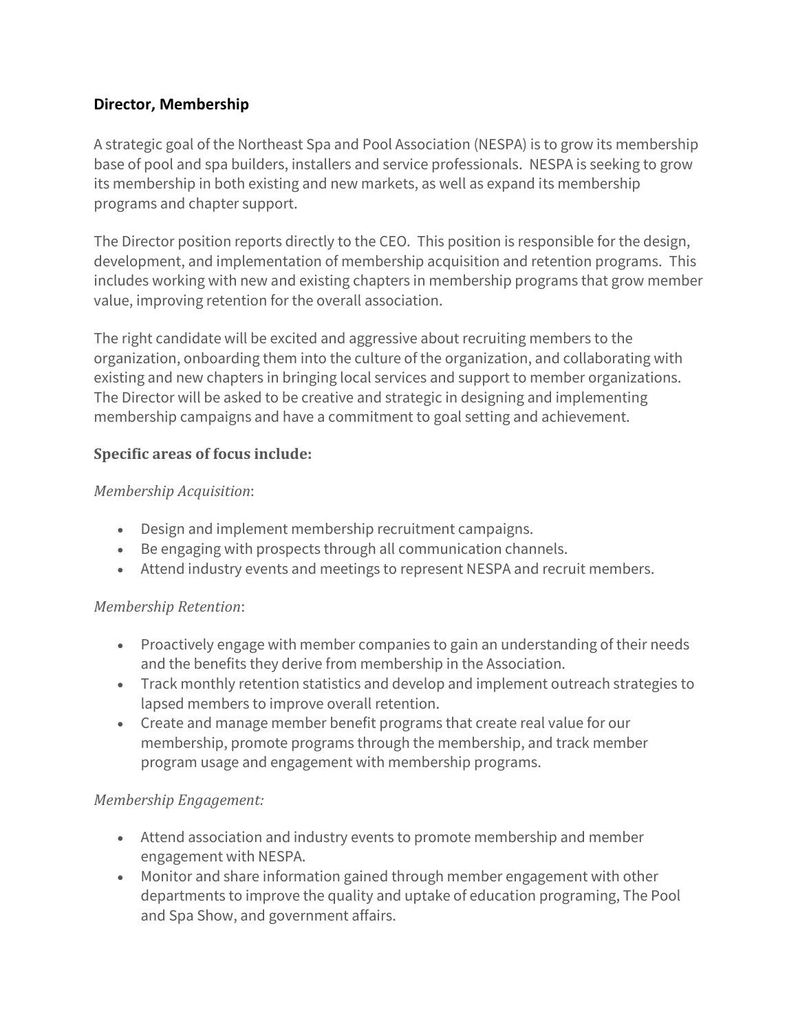**Director, Membership**

A strategic goal of the Northeast Spa and Pool Association (NESPA) is to grow its membership base of pool and spa builders, installers and service professionals. NESPA is seeking to grow its membership in both existing and new markets, as well as expand its membership programs and chapter support.

The Director position reports directly to the CEO. This position is responsible for the design, development, and implementation of membership acquisition and retention programs. This includes working with new and existing chapters in membership programs that grow member value, improving retention for the overall association.

The right candidate will be excited and aggressive about recruiting members to the organization, onboarding them into the culture of the organization, and collaborating with existing and new chapters in bringing local services and support to member organizations. The Director will be asked to be creative and strategic in designing and implementing membership campaigns and have a commitment to goal setting and achievement.

### Specific areas of focus include:

*Membership Acquisition*:

- Design and implement membership recruitment campaigns.
- Be engaging with prospects through all communication channels.
- Attend industry events and meetings to represent NESPA and recruit members.

*Membership Retention*:

- Proactively engage with member companies to gain an understanding of their needs and the benefits they derive from membership in the Association.
- Track monthly retention statistics and develop and implement outreach strategies to lapsed members to improve overall retention.
- Create and manage member benefit programs that create real value for our membership, promote programs through the membership, and track member program usage and engagement with membership programs.

*Membership Engagement:*

- Attend association and industry events to promote membership and member engagement with NESPA.
- Monitor and share information gained through member engagement with other departments to improve the quality and uptake of education programing, The Pool and Spa Show, and government affairs.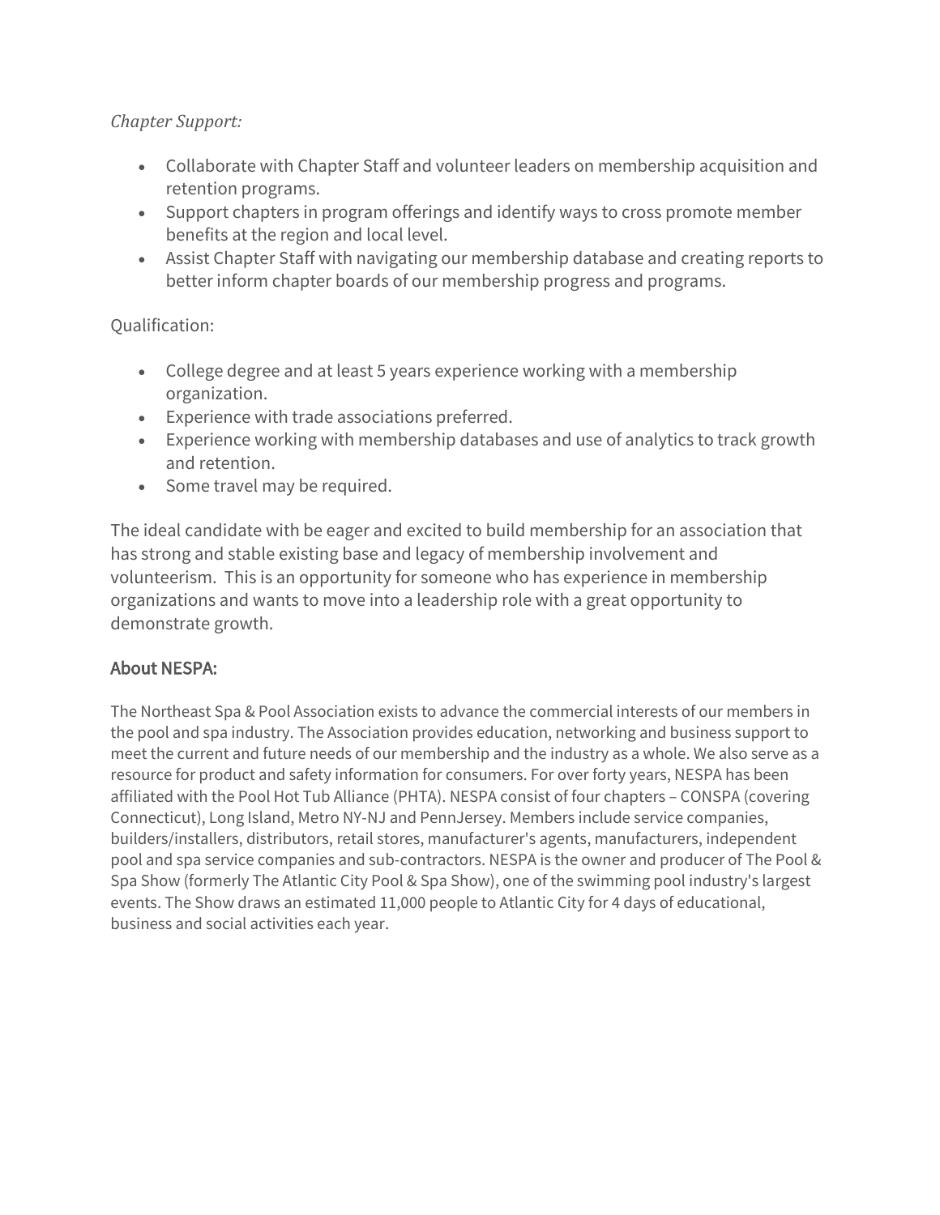*Chapter Support:*

- Collaborate with Chapter Staff and volunteer leaders on membership acquisition and retention programs.
- Support chapters in program offerings and identify ways to cross promote member benefits at the region and local level.
- Assist Chapter Staff with navigating our membership database and creating reports to better inform chapter boards of our membership progress and programs.

Qualification:

- College degree and at least 5 years experience working with a membership organization.
- Experience with trade associations preferred.
- Experience working with membership databases and use of analytics to track growth and retention.
- Some travel may be required.

The ideal candidate with be eager and excited to build membership for an association that has strong and stable existing base and legacy of membership involvement and volunteerism.  This is an opportunity for someone who has experience in membership organizations and wants to move into a leadership role with a great opportunity to demonstrate growth.

## About NESPA:

The Northeast Spa & Pool Association exists to advance the commercial interests of our members in the pool and spa industry. The Association provides education, networking and business support to meet the current and future needs of our membership and the industry as a whole. We also serve as a resource for product and safety information for consumers. For over forty years, NESPA has been affiliated with the Pool Hot Tub Alliance (PHTA). NESPA consist of four chapters – CONSPA (covering Connecticut), Long Island, Metro NY-NJ and PennJersey. Members include service companies, builders/installers, distributors, retail stores, manufacturer's agents, manufacturers, independent pool and spa service companies and sub-contractors. NESPA is the owner and producer of The Pool & Spa Show (formerly The Atlantic City Pool & Spa Show), one of the swimming pool industry's largest events. The Show draws an estimated 11,000 people to Atlantic City for 4 days of educational, business and social activities each year.